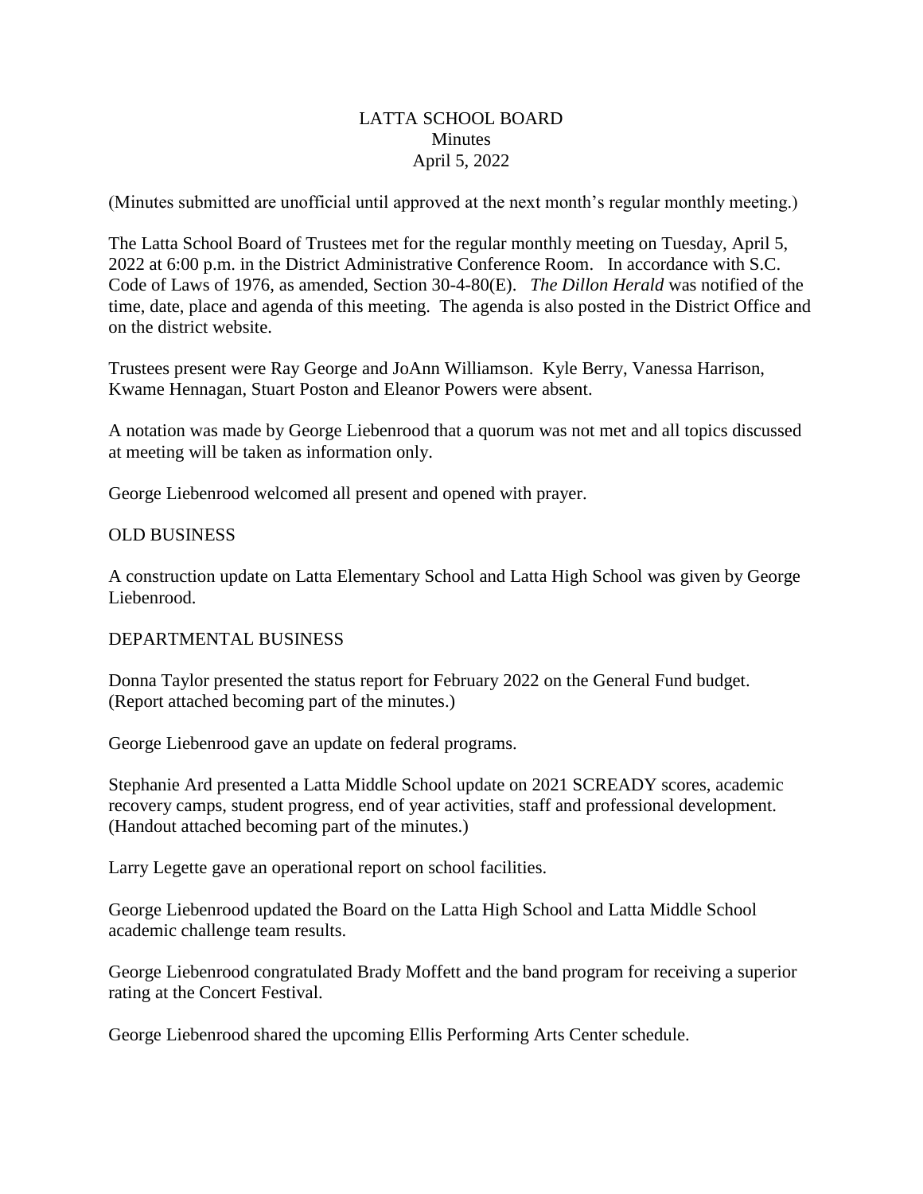# LATTA SCHOOL BOARD
## Minutes
### April 5, 2022

(Minutes submitted are unofficial until approved at the next month's regular monthly meeting.)

The Latta School Board of Trustees met for the regular monthly meeting on Tuesday, April 5, 2022 at 6:00 p.m. in the District Administrative Conference Room. In accordance with S.C. Code of Laws of 1976, as amended, Section 30-4-80(E). *The Dillon Herald* was notified of the time, date, place and agenda of this meeting. The agenda is also posted in the District Office and on the district website.

Trustees present were Ray George and JoAnn Williamson. Kyle Berry, Vanessa Harrison, Kwame Hennagan, Stuart Poston and Eleanor Powers were absent.

A notation was made by George Liebenrood that a quorum was not met and all topics discussed at meeting will be taken as information only.

George Liebenrood welcomed all present and opened with prayer.

OLD BUSINESS

A construction update on Latta Elementary School and Latta High School was given by George Liebenrood.

DEPARTMENTAL BUSINESS

Donna Taylor presented the status report for February 2022 on the General Fund budget. (Report attached becoming part of the minutes.)

George Liebenrood gave an update on federal programs.

Stephanie Ard presented a Latta Middle School update on 2021 SCREADY scores, academic recovery camps, student progress, end of year activities, staff and professional development. (Handout attached becoming part of the minutes.)

Larry Legette gave an operational report on school facilities.

George Liebenrood updated the Board on the Latta High School and Latta Middle School academic challenge team results.

George Liebenrood congratulated Brady Moffett and the band program for receiving a superior rating at the Concert Festival.

George Liebenrood shared the upcoming Ellis Performing Arts Center schedule.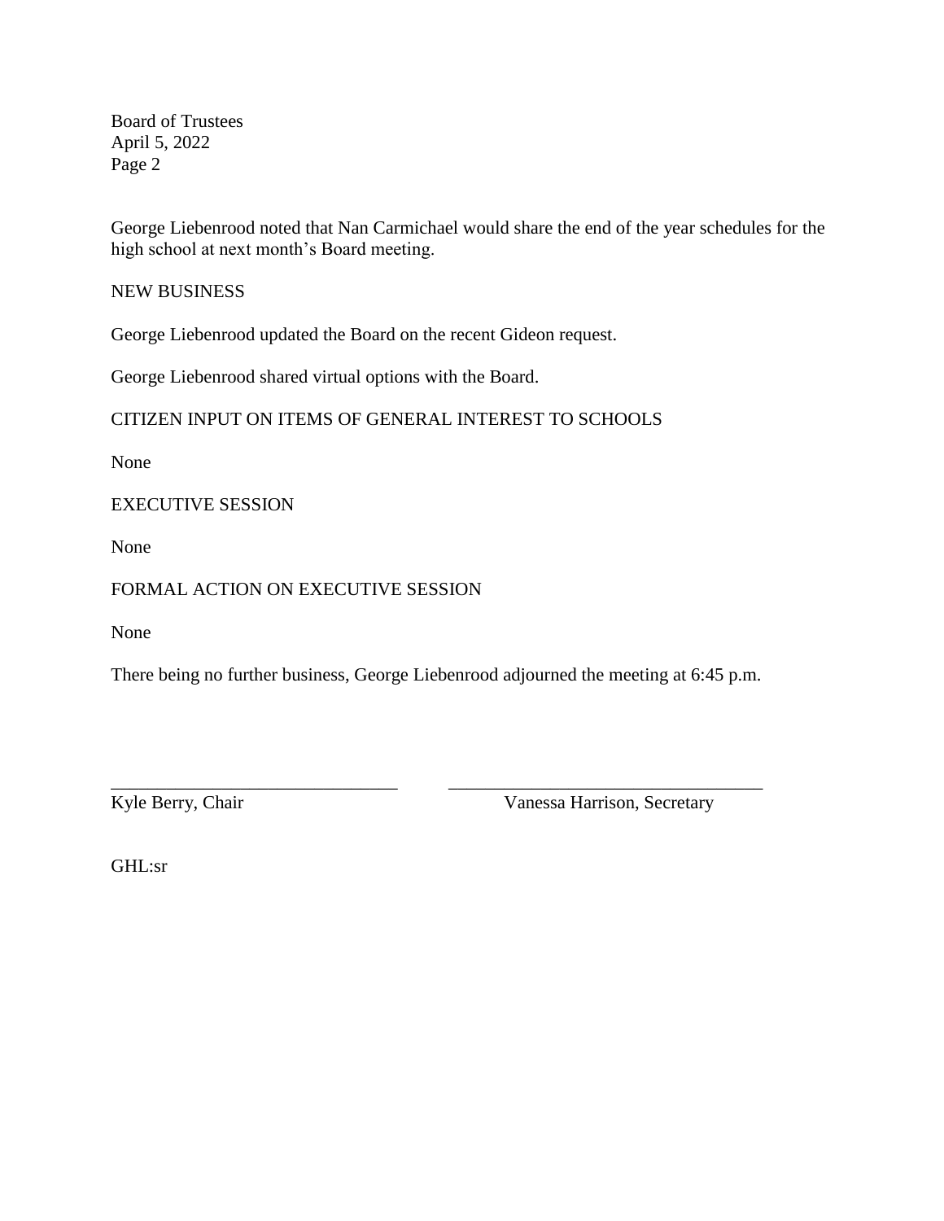George Liebenrood noted that Nan Carmichael would share the end of the year schedules for the high school at next month's Board meeting.

## NEW BUSINESS

George Liebenrood updated the Board on the recent Gideon request.

George Liebenrood shared virtual options with the Board.

## CITIZEN INPUT ON ITEMS OF GENERAL INTEREST TO SCHOOLS

None

## EXECUTIVE SESSION

None

## FORMAL ACTION ON EXECUTIVE SESSION

None

There being no further business, George Liebenrood adjourned the meeting at 6:45 p.m.

_______________________________ &nbsp;&nbsp;&nbsp;&nbsp; __________________________________

Kyle Berry, Chair &nbsp;&nbsp;&nbsp;&nbsp; Vanessa Harrison, Secretary

GHL:sr